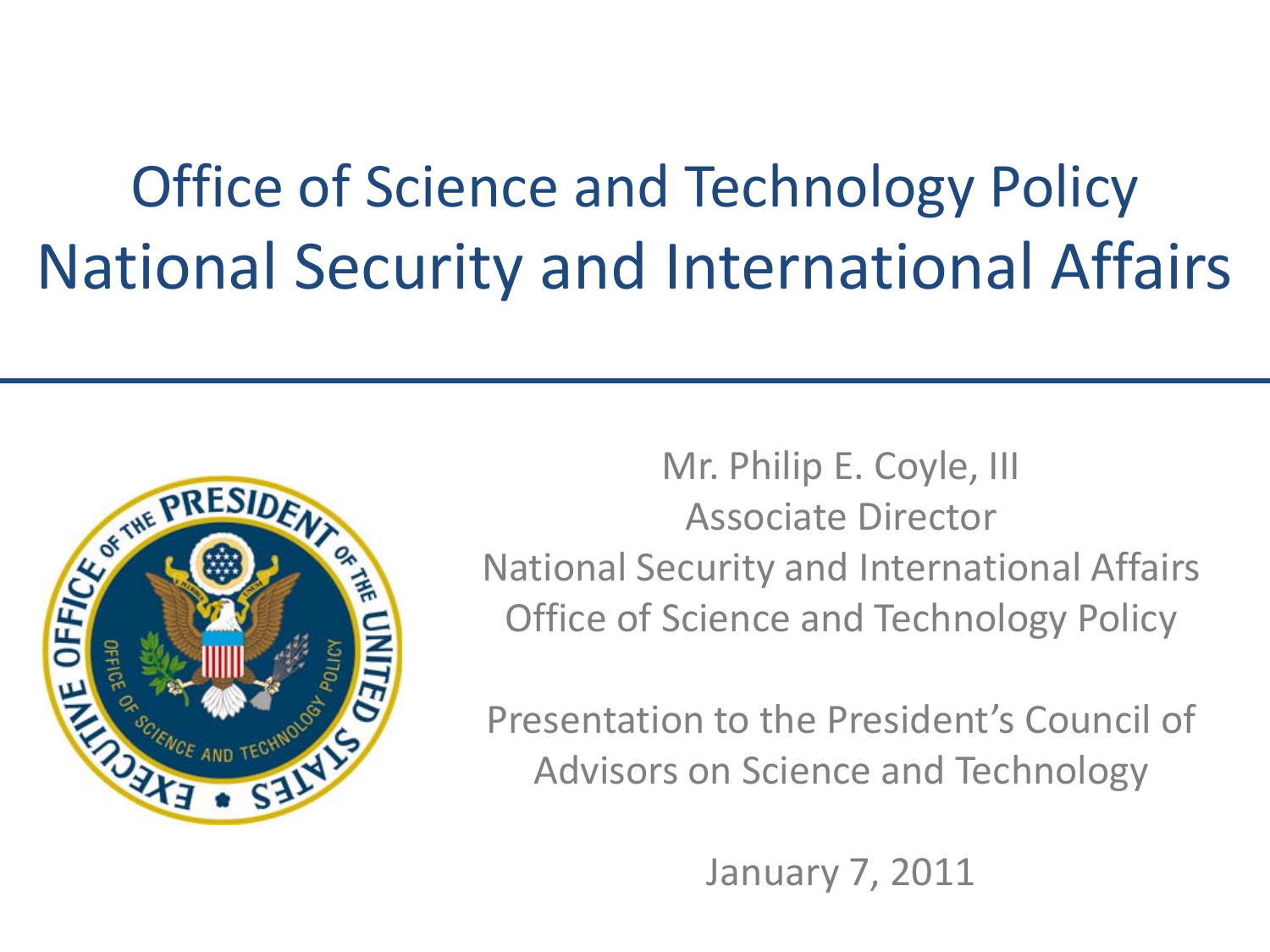# Office of Science and Technology Policy National Security and International Affairs

Mr. Philip E. Coyle, III
Associate Director
National Security and International Affairs
Office of Science and Technology Policy

Presentation to the President's Council of Advisors on Science and Technology

January 7, 2011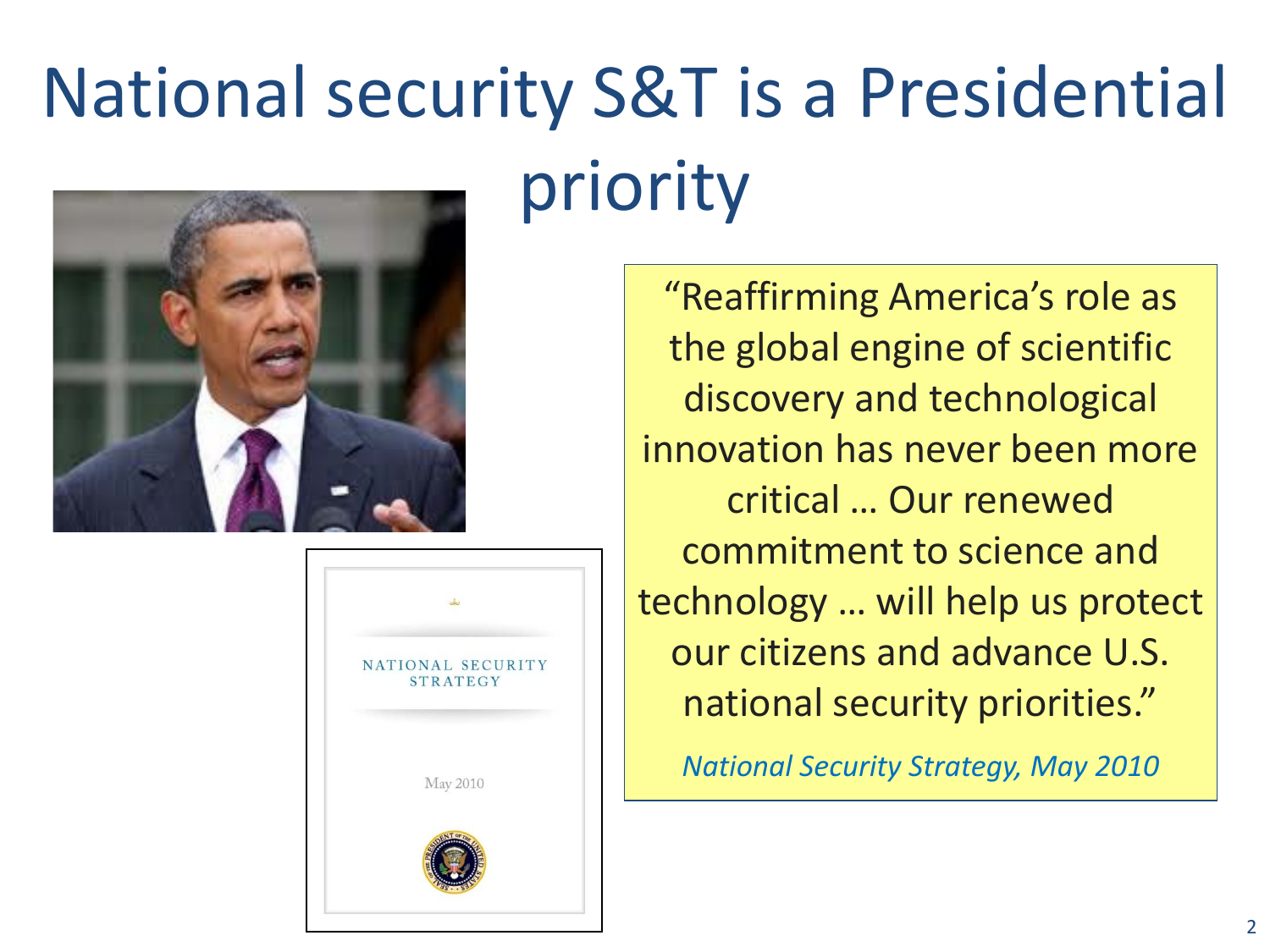# National security S&T is a Presidential priority

"Reaffirming America's role as the global engine of scientific discovery and technological innovation has never been more critical … Our renewed commitment to science and technology … will help us protect our citizens and advance U.S. national security priorities."

*National Security Strategy, May 2010*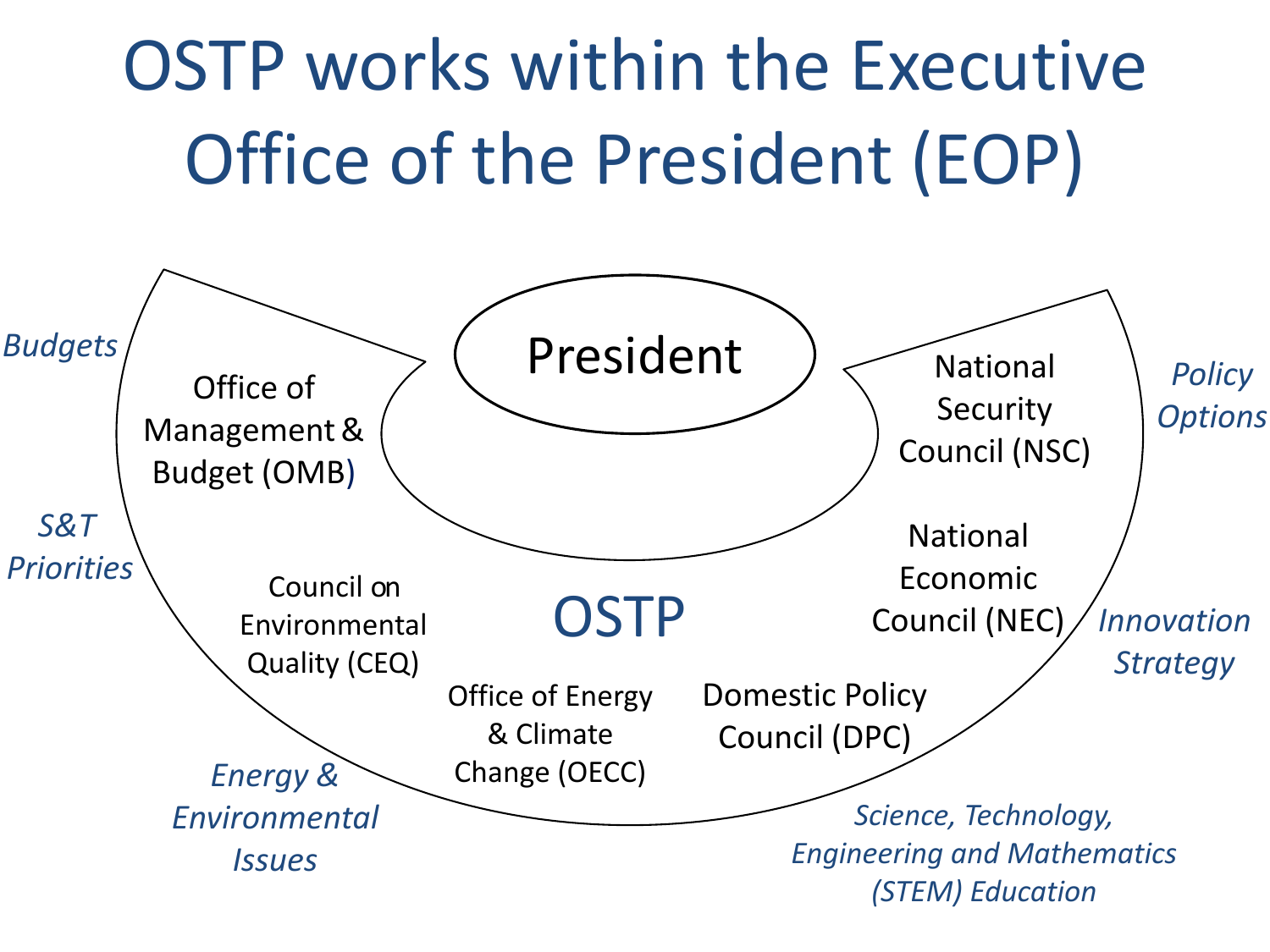# OSTP works within the Executive Office of the President (EOP)

President

Office of Management & Budget (OMB)

Council on Environmental Quality (CEQ)

Office of Energy & Climate Change (OECC)

OSTP

Domestic Policy Council (DPC)

National Economic Council (NEC)

National Security Council (NSC)

*Budgets*

*S&T Priorities*

*Energy & Environmental Issues*

*Science, Technology, Engineering and Mathematics (STEM) Education*

*Innovation Strategy*

*Policy Options*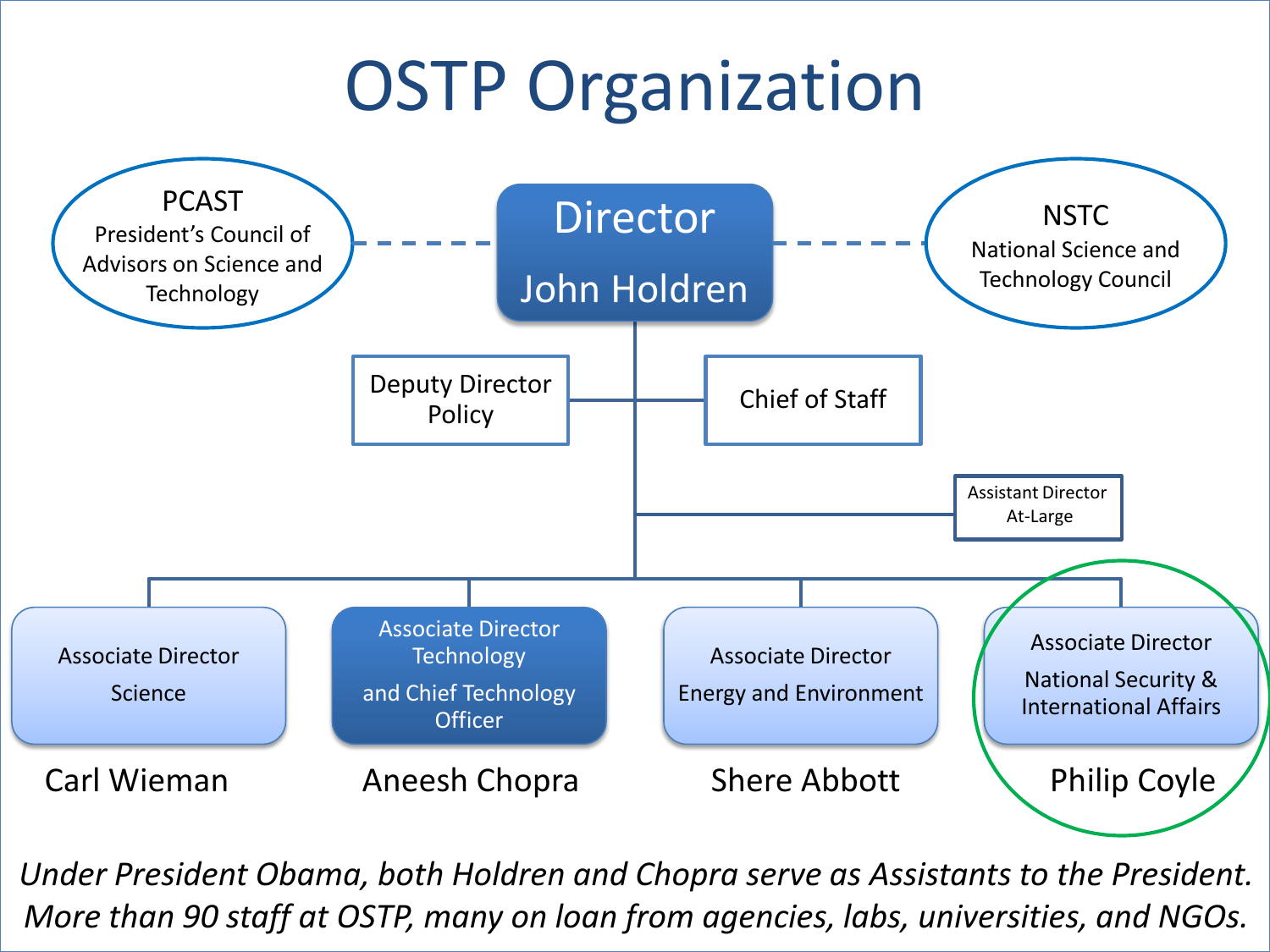# OSTP Organization

- **PCAST** — President's Council of Advisors on Science and Technology
- **Director** — John Holdren
- **NSTC** — National Science and Technology Council
- Deputy Director Policy
- Chief of Staff
- Assistant Director At-Large
- Associate Director Science — Carl Wieman
- Associate Director Technology and Chief Technology Officer — Aneesh Chopra
- Associate Director Energy and Environment — Shere Abbott
- Associate Director National Security & International Affairs — Philip Coyle

*Under President Obama, both Holdren and Chopra serve as Assistants to the President. More than 90 staff at OSTP, many on loan from agencies, labs, universities, and NGOs.*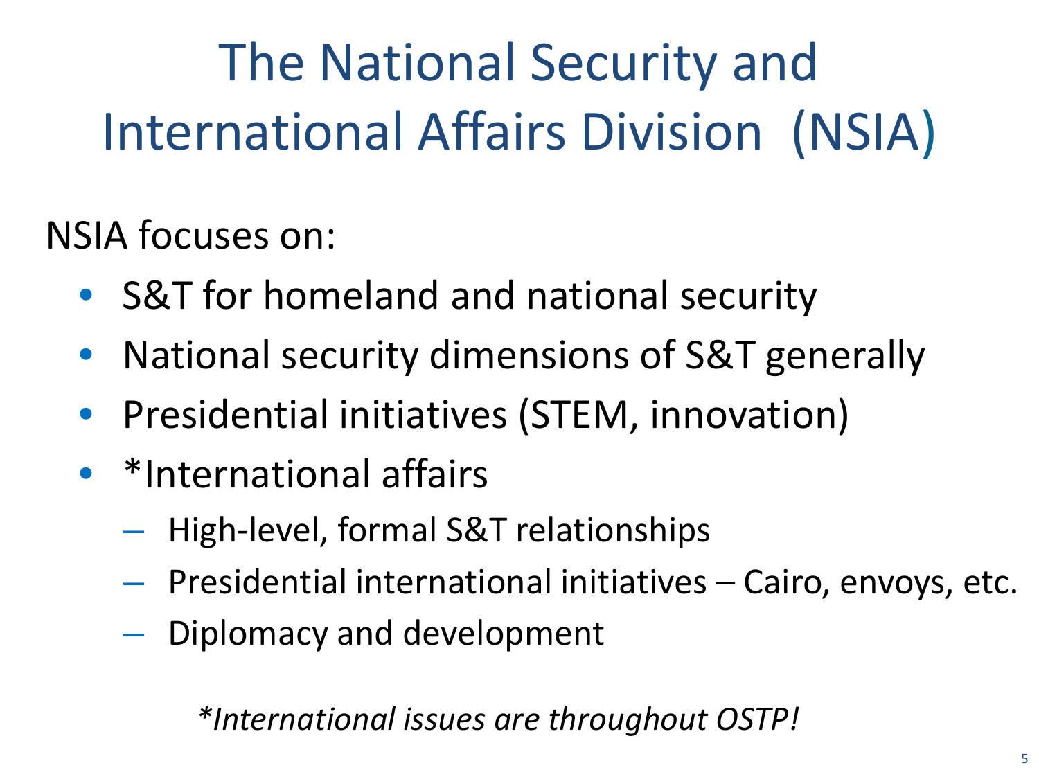# The National Security and International Affairs Division (NSIA)

NSIA focuses on:

- S&T for homeland and national security
- National security dimensions of S&T generally
- Presidential initiatives (STEM, innovation)
- *International affairs
  - High-level, formal S&T relationships
  - Presidential international initiatives – Cairo, envoys, etc.
  - Diplomacy and development

*\*International issues are throughout OSTP!*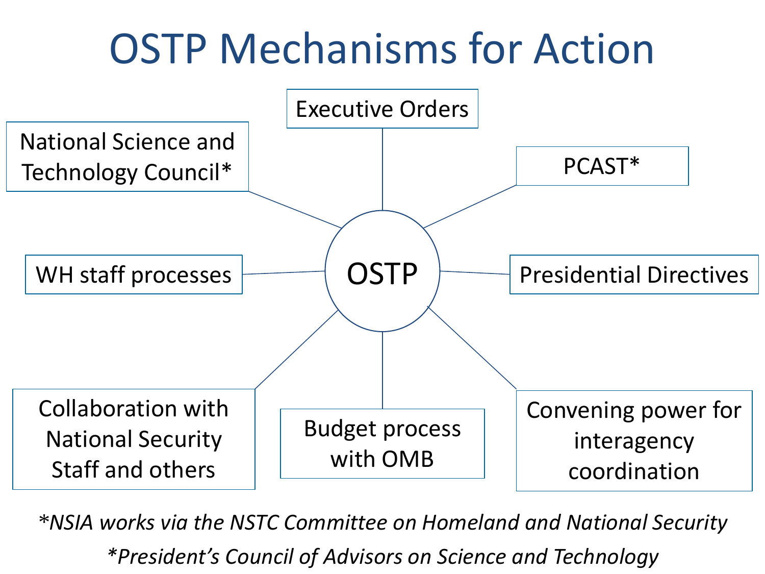# OSTP Mechanisms for Action

OSTP

- Executive Orders
- PCAST*
- Presidential Directives
- Convening power for interagency coordination
- Budget process with OMB
- Collaboration with National Security Staff and others
- WH staff processes
- National Science and Technology Council*

**Footnotes:**

*\*NSIA works via the NSTC Committee on Homeland and National Security*

*\*President's Council of Advisors on Science and Technology*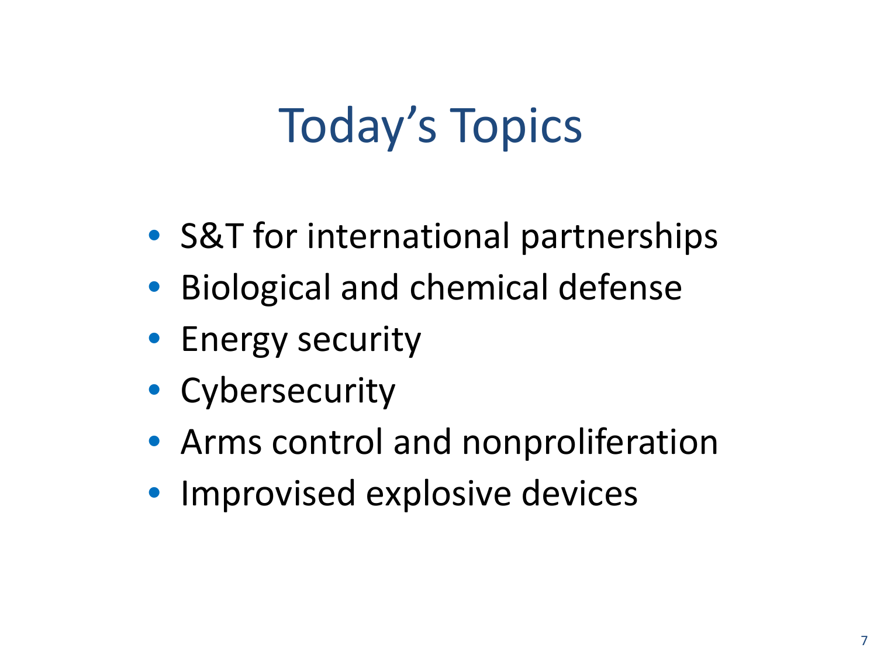# Today's Topics

- S&T for international partnerships
- Biological and chemical defense
- Energy security
- Cybersecurity
- Arms control and nonproliferation
- Improvised explosive devices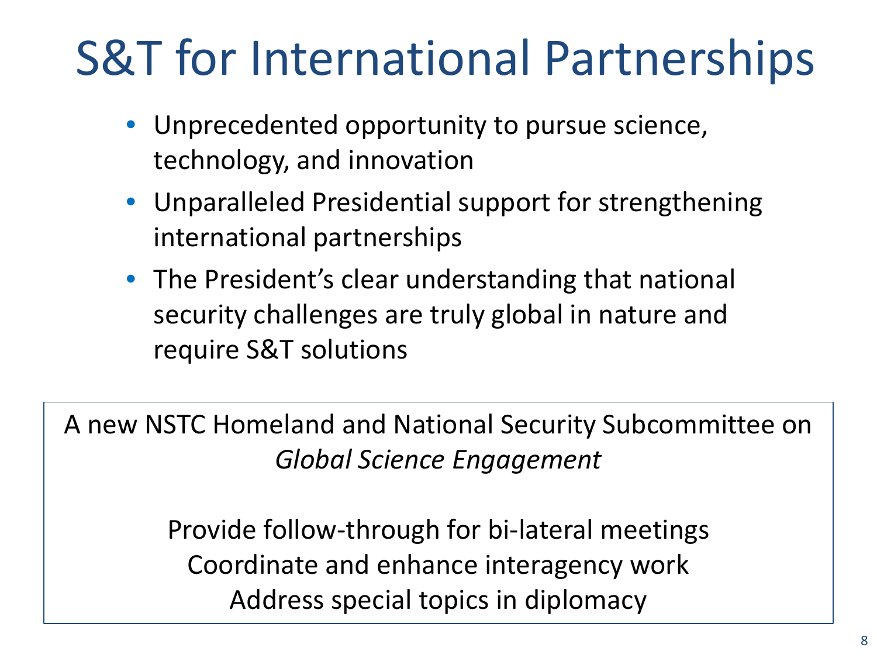# S&T for International Partnerships

- Unprecedented opportunity to pursue science, technology, and innovation
- Unparalleled Presidential support for strengthening international partnerships
- The President's clear understanding that national security challenges are truly global in nature and require S&T solutions

A new NSTC Homeland and National Security Subcommittee on *Global Science Engagement*

Provide follow-through for bi-lateral meetings
Coordinate and enhance interagency work
Address special topics in diplomacy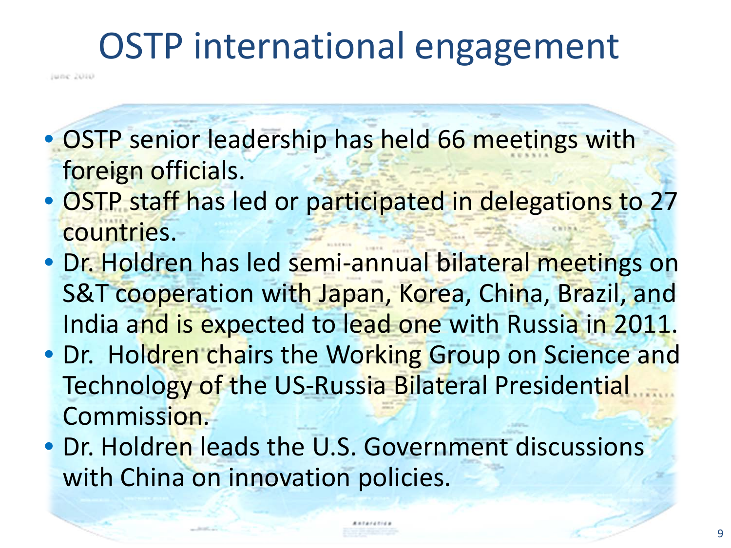# OSTP international engagement

- OSTP senior leadership has held 66 meetings with foreign officials.
- OSTP staff has led or participated in delegations to 27 countries.
- Dr. Holdren has led semi-annual bilateral meetings on S&T cooperation with Japan, Korea, China, Brazil, and India and is expected to lead one with Russia in 2011.
- Dr. Holdren chairs the Working Group on Science and Technology of the US-Russia Bilateral Presidential Commission.
- Dr. Holdren leads the U.S. Government discussions with China on innovation policies.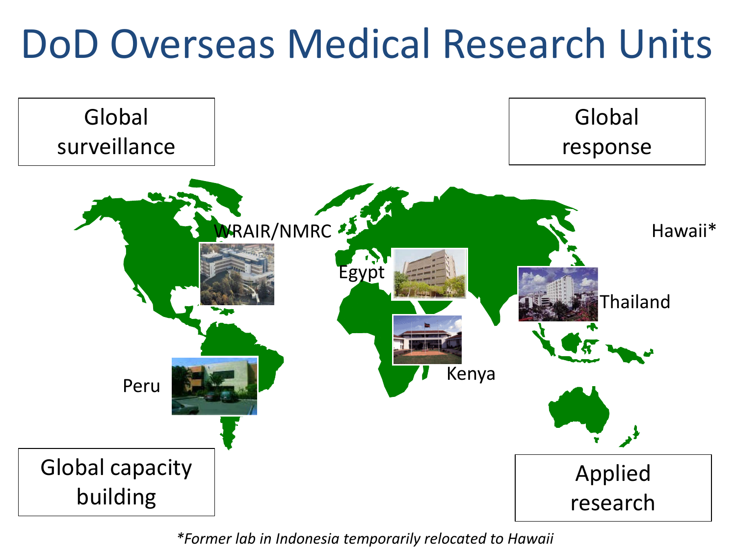# DoD Overseas Medical Research Units

Global surveillance

Global response

WRAIR/NMRC

Egypt

Thailand

Hawaii*

Kenya

Peru

Global capacity building

Applied research

*\*Former lab in Indonesia temporarily relocated to Hawaii*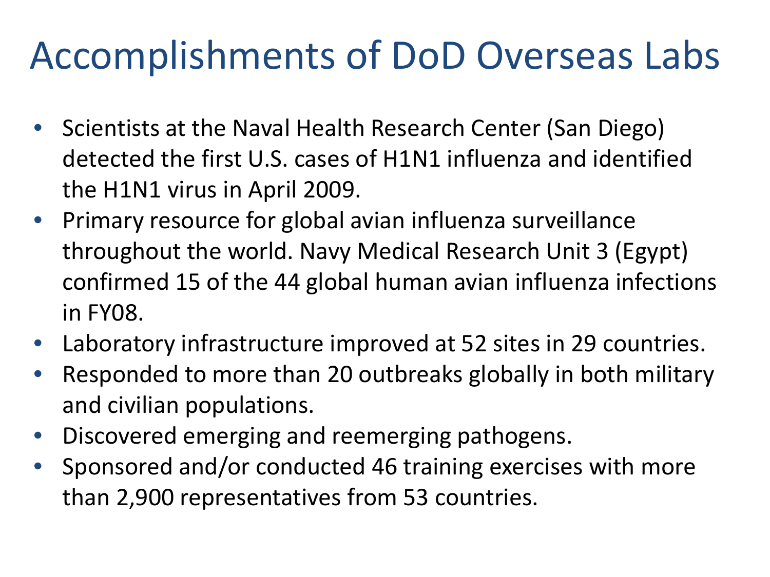# Accomplishments of DoD Overseas Labs

- Scientists at the Naval Health Research Center (San Diego) detected the first U.S. cases of H1N1 influenza and identified the H1N1 virus in April 2009.
- Primary resource for global avian influenza surveillance throughout the world. Navy Medical Research Unit 3 (Egypt) confirmed 15 of the 44 global human avian influenza infections in FY08.
- Laboratory infrastructure improved at 52 sites in 29 countries.
- Responded to more than 20 outbreaks globally in both military and civilian populations.
- Discovered emerging and reemerging pathogens.
- Sponsored and/or conducted 46 training exercises with more than 2,900 representatives from 53 countries.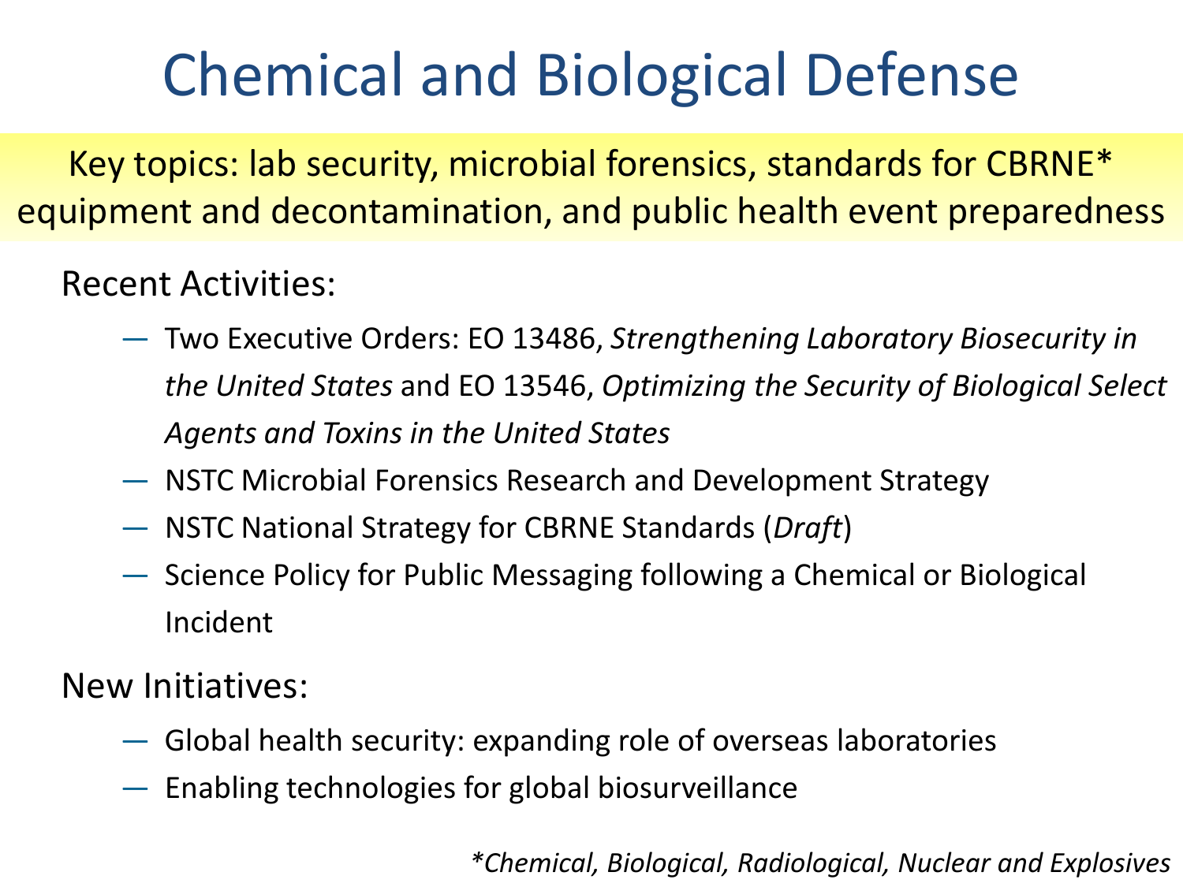# Chemical and Biological Defense

Key topics: lab security, microbial forensics, standards for CBRNE* equipment and decontamination, and public health event preparedness

Recent Activities:

- Two Executive Orders: EO 13486, *Strengthening Laboratory Biosecurity in the United States* and EO 13546, *Optimizing the Security of Biological Select Agents and Toxins in the United States*
- NSTC Microbial Forensics Research and Development Strategy
- NSTC National Strategy for CBRNE Standards (*Draft*)
- Science Policy for Public Messaging following a Chemical or Biological Incident

New Initiatives:

- Global health security: expanding role of overseas laboratories
- Enabling technologies for global biosurveillance

**Chemical, Biological, Radiological, Nuclear and Explosives*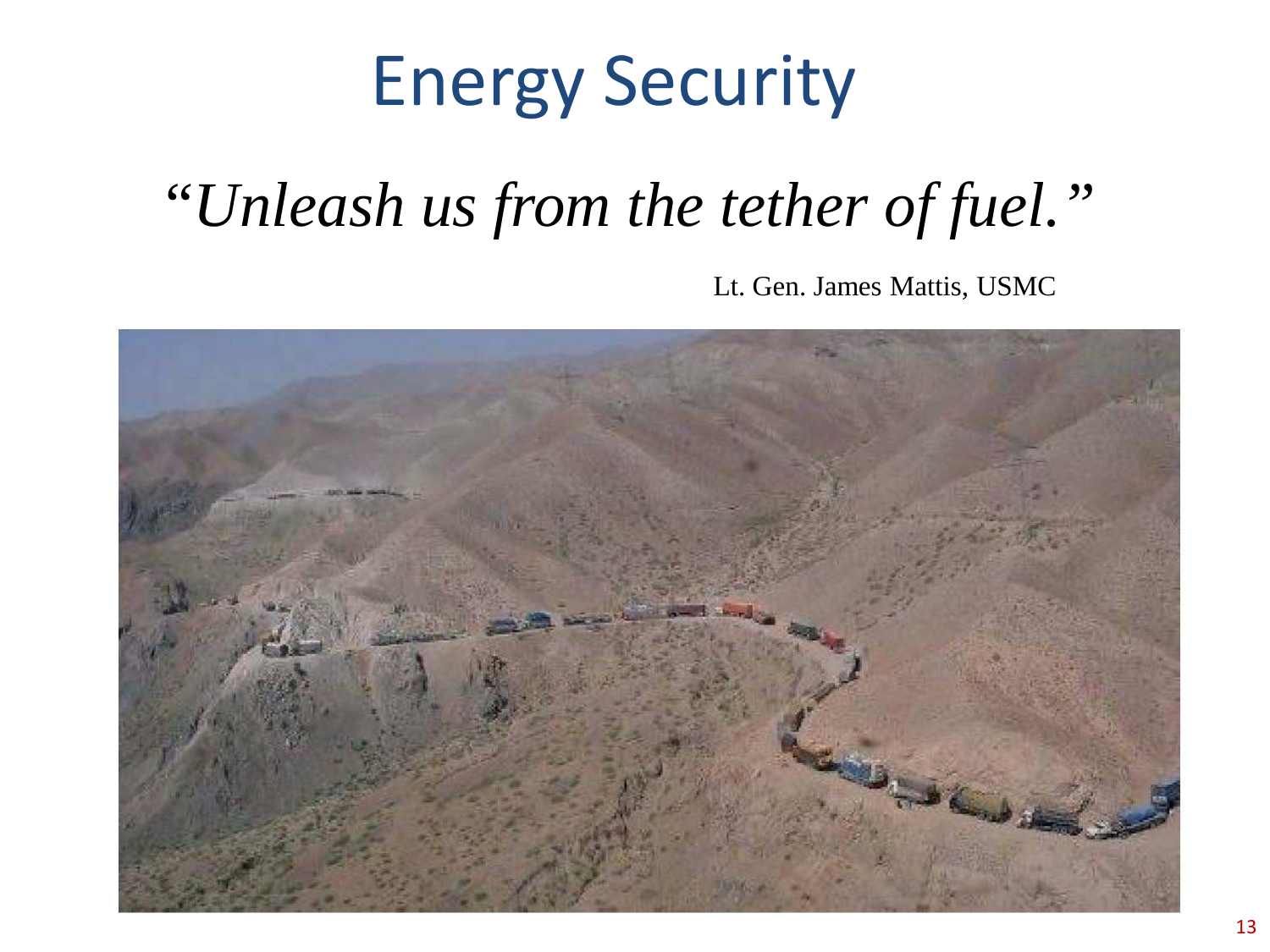# Energy Security

*"Unleash us from the tether of fuel."*

Lt. Gen. James Mattis, USMC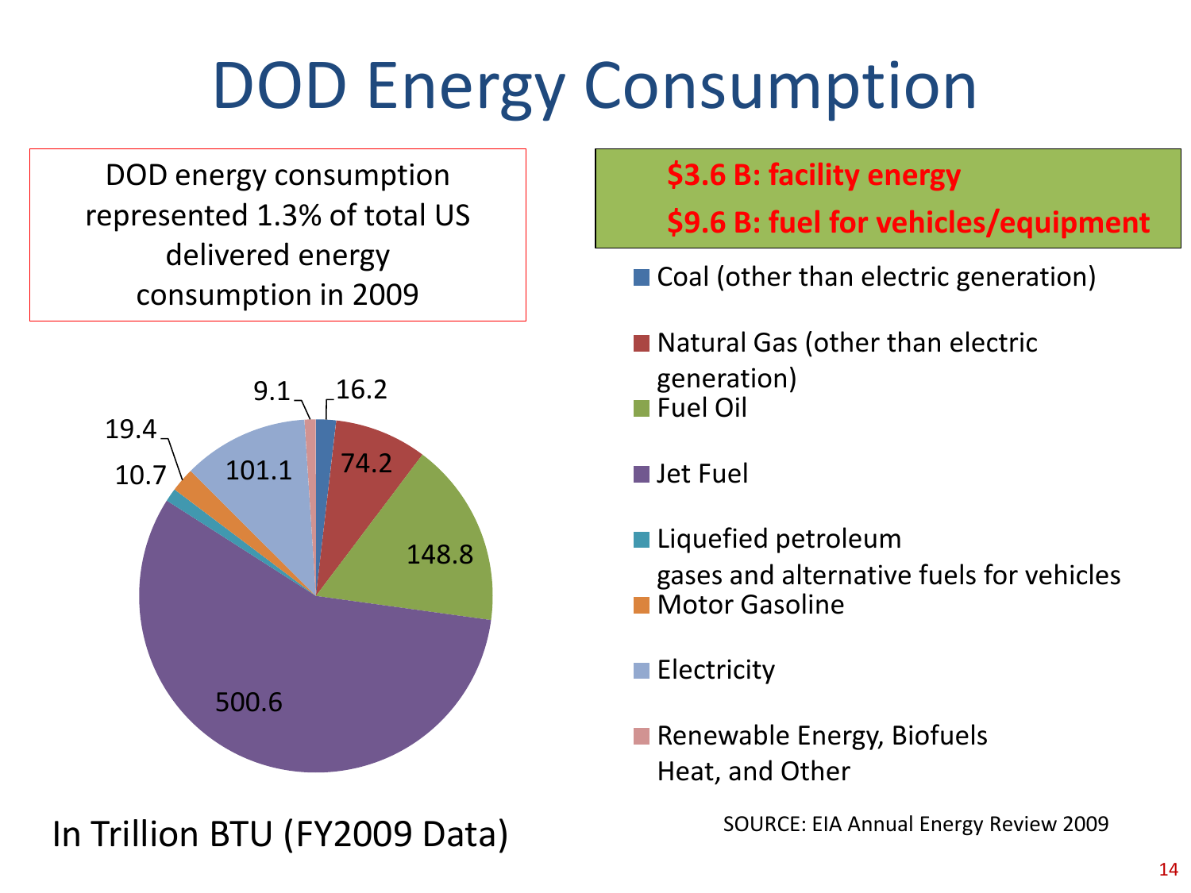# DOD Energy Consumption

DOD energy consumption represented 1.3% of total US delivered energy consumption in 2009

**$3.6 B: facility energy**

**$9.6 B: fuel for vehicles/equipment**

| Category | Trillion BTU |
|---|---|
| Coal (other than electric generation) | 16.2 |
| Natural Gas (other than electric generation) | 74.2 |
| Fuel Oil | 148.8 |
| Jet Fuel | 500.6 |
| Liquefied petroleum gases and alternative fuels for vehicles | 10.7 |
| Motor Gasoline | 19.4 |
| Electricity | 101.1 |
| Renewable Energy, Biofuels Heat, and Other | 9.1 |

In Trillion BTU (FY2009 Data)

SOURCE: EIA Annual Energy Review 2009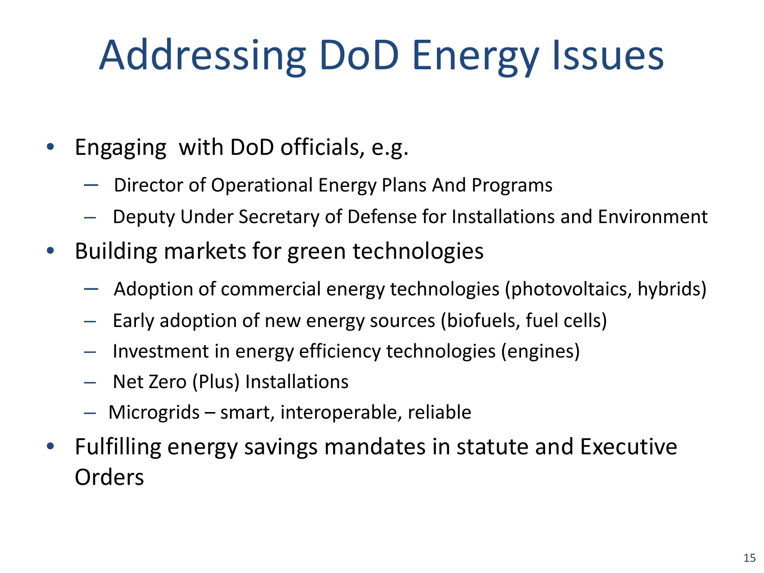# Addressing DoD Energy Issues

- Engaging with DoD officials, e.g.
  - Director of Operational Energy Plans And Programs
  - Deputy Under Secretary of Defense for Installations and Environment
- Building markets for green technologies
  - Adoption of commercial energy technologies (photovoltaics, hybrids)
  - Early adoption of new energy sources (biofuels, fuel cells)
  - Investment in energy efficiency technologies (engines)
  - Net Zero (Plus) Installations
  - Microgrids – smart, interoperable, reliable
- Fulfilling energy savings mandates in statute and Executive Orders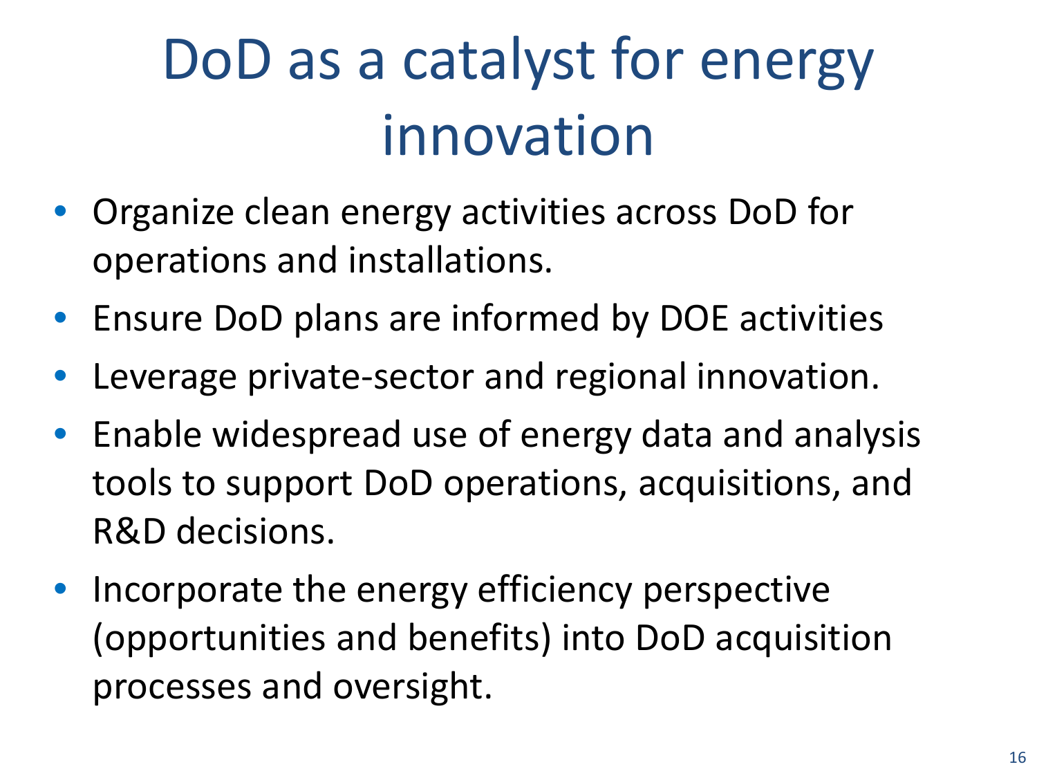# DoD as a catalyst for energy innovation

- Organize clean energy activities across DoD for operations and installations.
- Ensure DoD plans are informed by DOE activities
- Leverage private-sector and regional innovation.
- Enable widespread use of energy data and analysis tools to support DoD operations, acquisitions, and R&D decisions.
- Incorporate the energy efficiency perspective (opportunities and benefits) into DoD acquisition processes and oversight.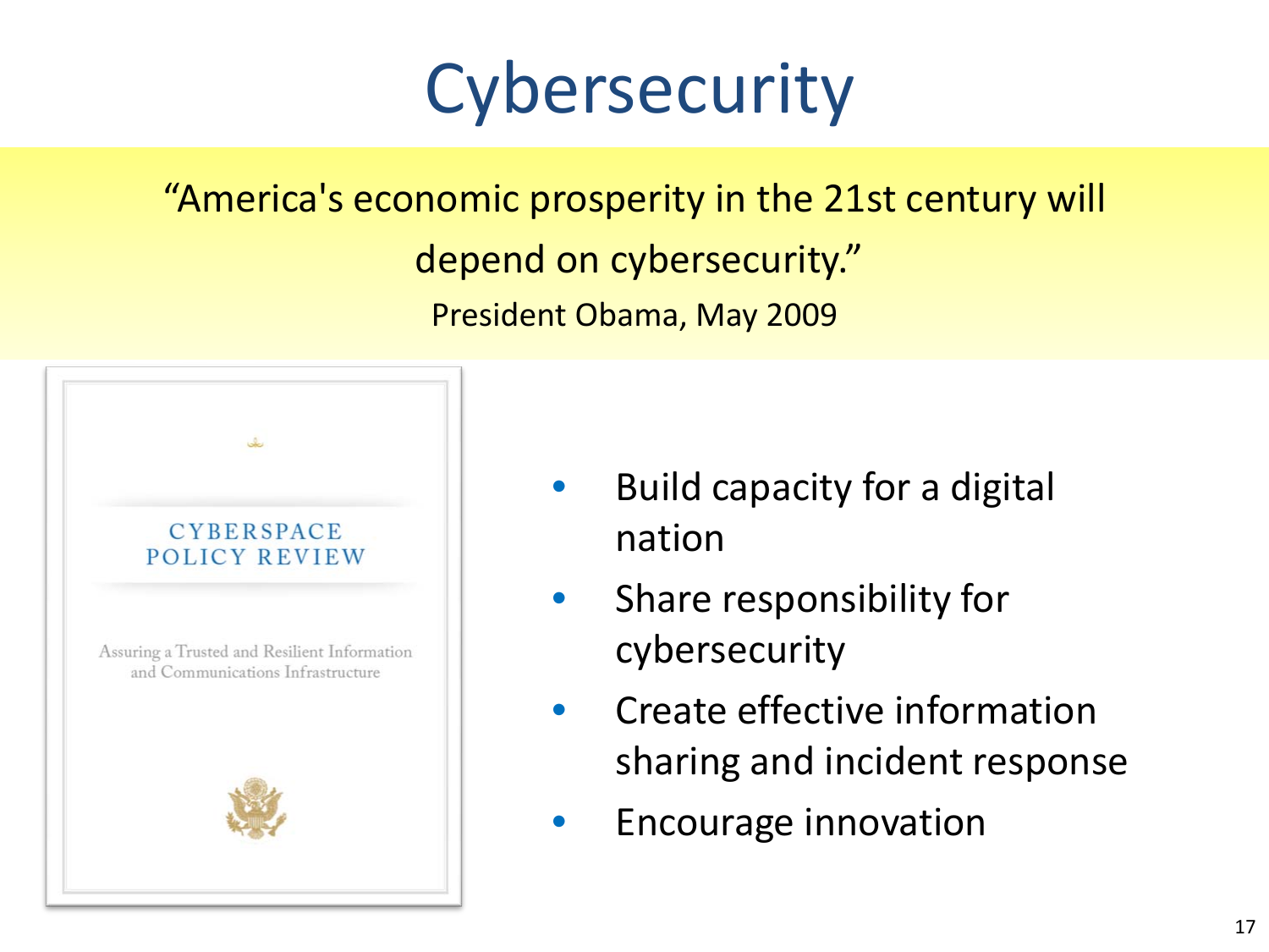# Cybersecurity

"America's economic prosperity in the 21st century will depend on cybersecurity."

President Obama, May 2009

CYBERSPACE POLICY REVIEW

Assuring a Trusted and Resilient Information and Communications Infrastructure

- Build capacity for a digital nation
- Share responsibility for cybersecurity
- Create effective information sharing and incident response
- Encourage innovation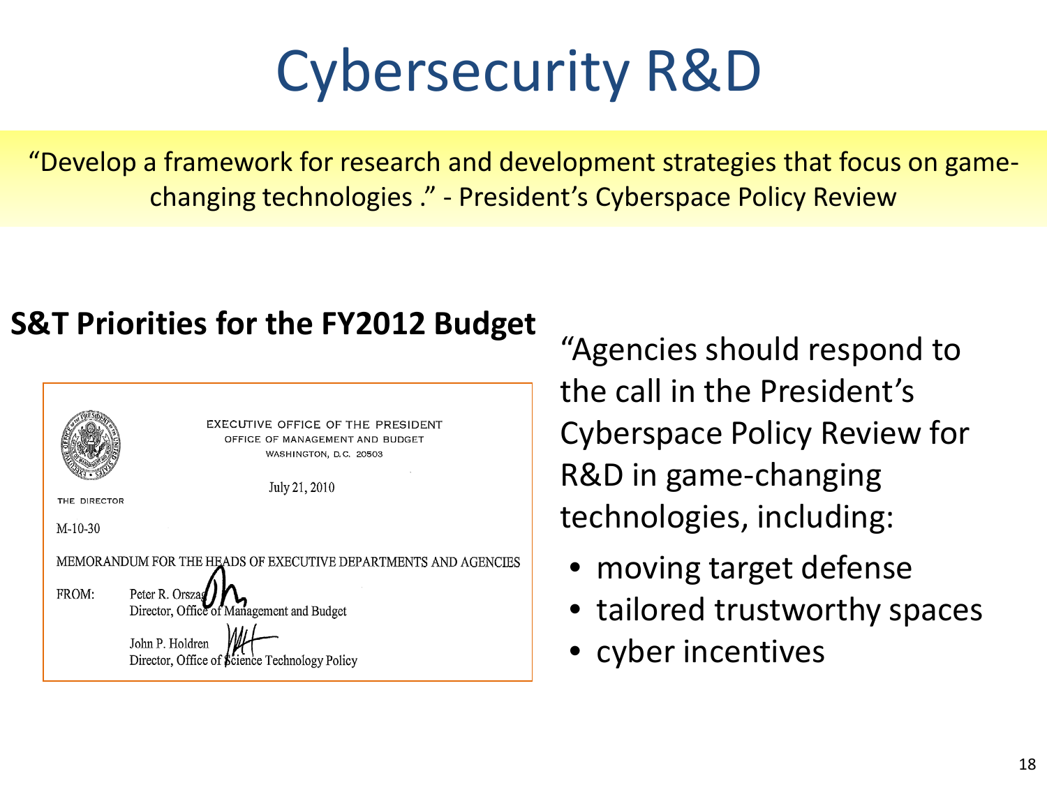# Cybersecurity R&D

"Develop a framework for research and development strategies that focus on game-changing technologies ." - President's Cyberspace Policy Review

## S&T Priorities for the FY2012 Budget

EXECUTIVE OFFICE OF THE PRESIDENT
OFFICE OF MANAGEMENT AND BUDGET
WASHINGTON, D.C. 20503

THE DIRECTOR

July 21, 2010

M-10-30

MEMORANDUM FOR THE HEADS OF EXECUTIVE DEPARTMENTS AND AGENCIES

FROM: Peter R. Orszag
Director, Office of Management and Budget

John P. Holdren
Director, Office of Science Technology Policy

"Agencies should respond to the call in the President's Cyberspace Policy Review for R&D in game-changing technologies, including:

- moving target defense
- tailored trustworthy spaces
- cyber incentives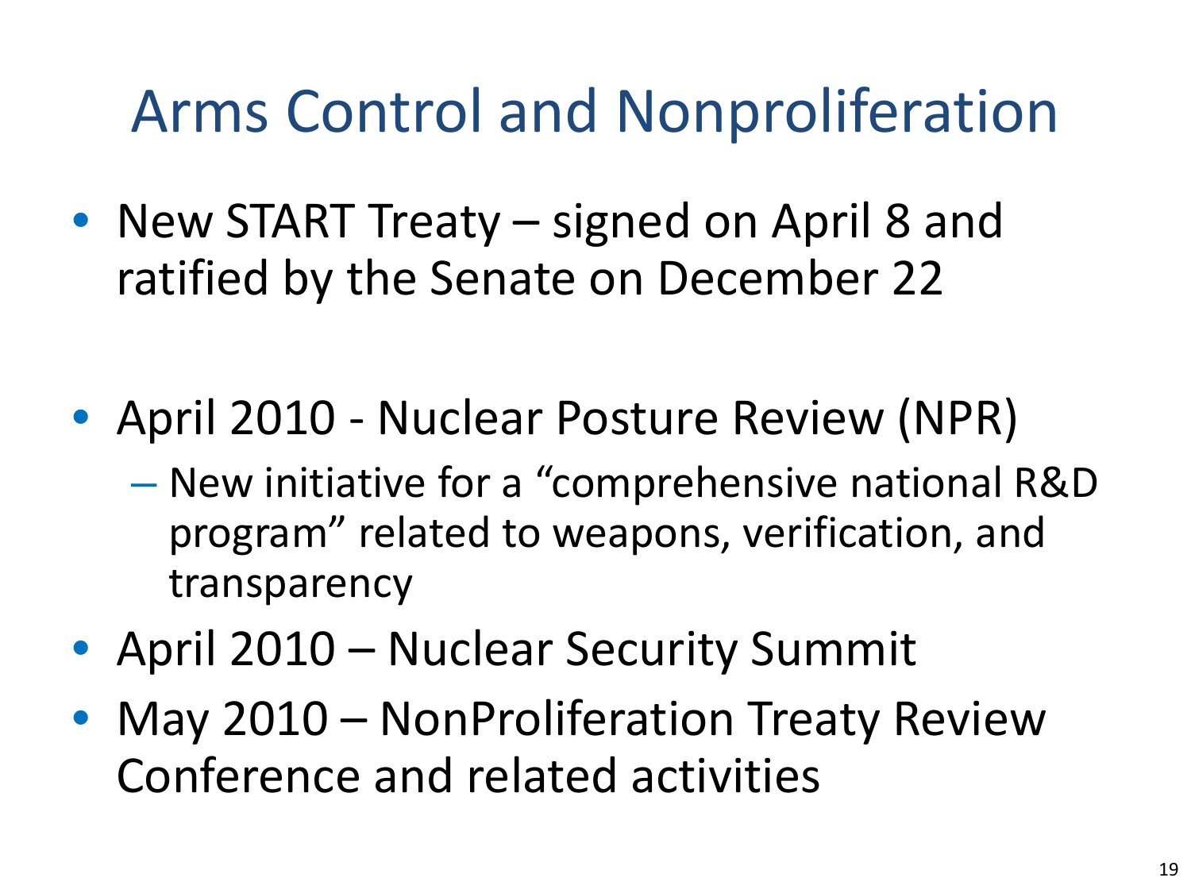# Arms Control and Nonproliferation

- New START Treaty – signed on April 8 and ratified by the Senate on December 22
- April 2010 - Nuclear Posture Review (NPR)
  - New initiative for a "comprehensive national R&D program" related to weapons, verification, and transparency
- April 2010 – Nuclear Security Summit
- May 2010 – NonProliferation Treaty Review Conference and related activities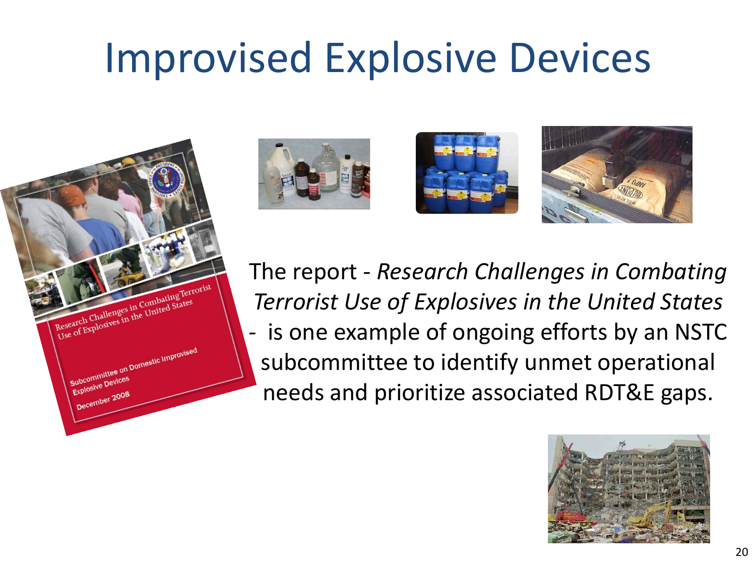# Improvised Explosive Devices

The report - *Research Challenges in Combating Terrorist Use of Explosives in the United States* - is one example of ongoing efforts by an NSTC subcommittee to identify unmet operational needs and prioritize associated RDT&E gaps.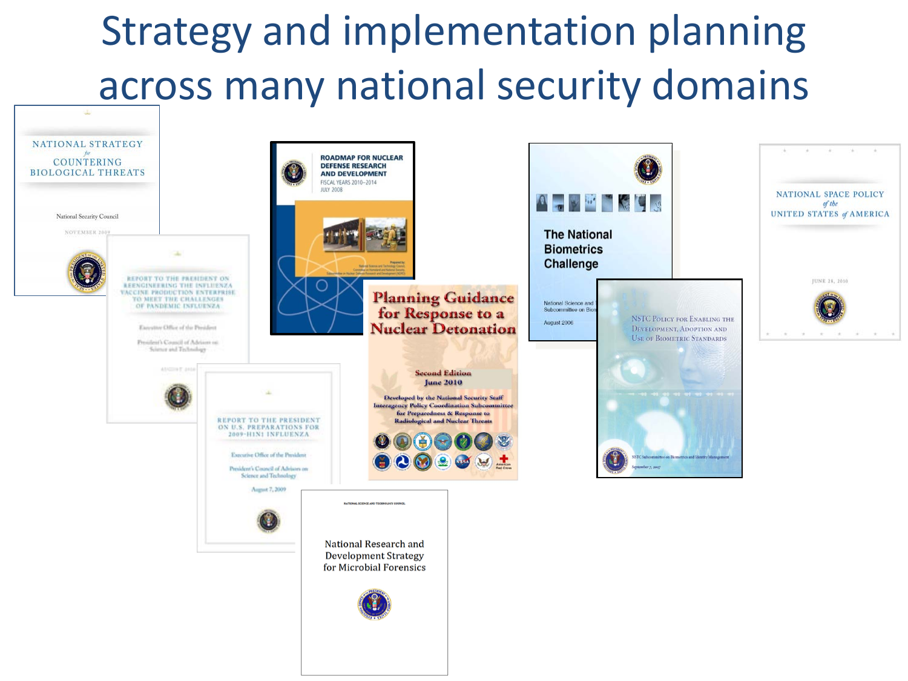# Strategy and implementation planning across many national security domains

NATIONAL STRATEGY *for* COUNTERING BIOLOGICAL THREATS

National Security Council

NOVEMBER 2009

ROADMAP FOR NUCLEAR DEFENSE RESEARCH AND DEVELOPMENT

FISCAL YEARS 2010–2014

JULY 2008

The National Biometrics Challenge

August 2006

NATIONAL SPACE POLICY *of the* UNITED STATES *of* AMERICA

JUNE 28, 2010

REPORT TO THE PRESIDENT ON REENGINEERING THE INFLUENZA VACCINE PRODUCTION ENTERPRISE TO MEET THE CHALLENGES OF PANDEMIC INFLUENZA

Executive Office of the President

President's Council of Advisors on Science and Technology

AUGUST 2010

Planning Guidance for Response to a Nuclear Detonation

Second Edition

June 2010

Developed by the National Security Staff Interagency Policy Coordination Subcommittee for Preparedness & Response to Radiological and Nuclear Threats

NSTC POLICY FOR ENABLING THE DEVELOPMENT, ADOPTION AND USE OF BIOMETRIC STANDARDS

NSTC Subcommittee on Biometrics and Identity Management

September 7, 2007

REPORT TO THE PRESIDENT ON U.S. PREPARATIONS FOR 2009-H1N1 INFLUENZA

Executive Office of the President

President's Council of Advisors on Science and Technology

August 7, 2009

NATIONAL SCIENCE AND TECHNOLOGY COUNCIL

National Research and Development Strategy for Microbial Forensics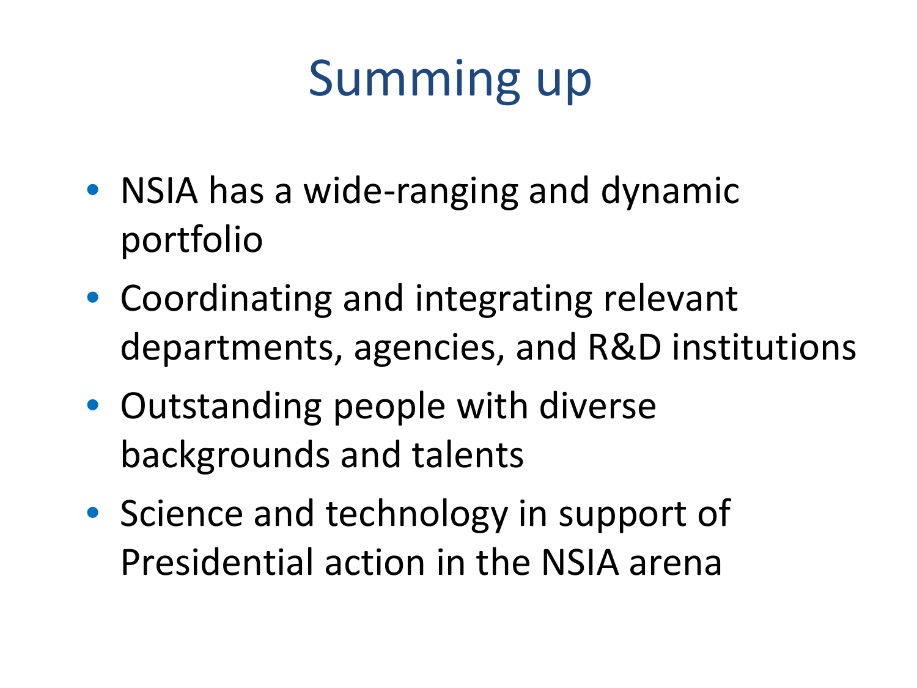# Summing up

- NSIA has a wide-ranging and dynamic portfolio
- Coordinating and integrating relevant departments, agencies, and R&D institutions
- Outstanding people with diverse backgrounds and talents
- Science and technology in support of Presidential action in the NSIA arena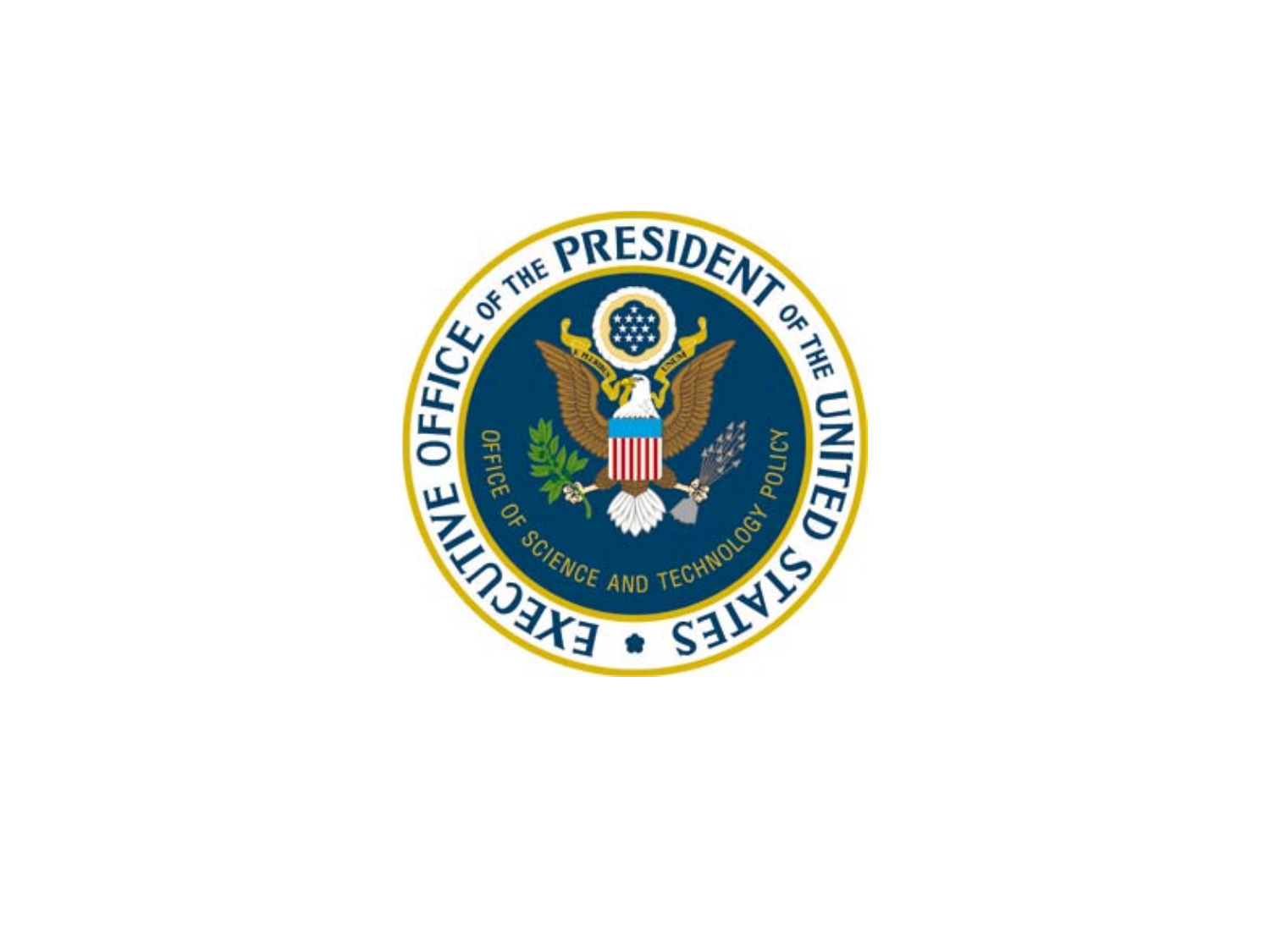EXECUTIVE OFFICE OF THE PRESIDENT OF THE UNITED STATES

OFFICE OF SCIENCE AND TECHNOLOGY POLICY